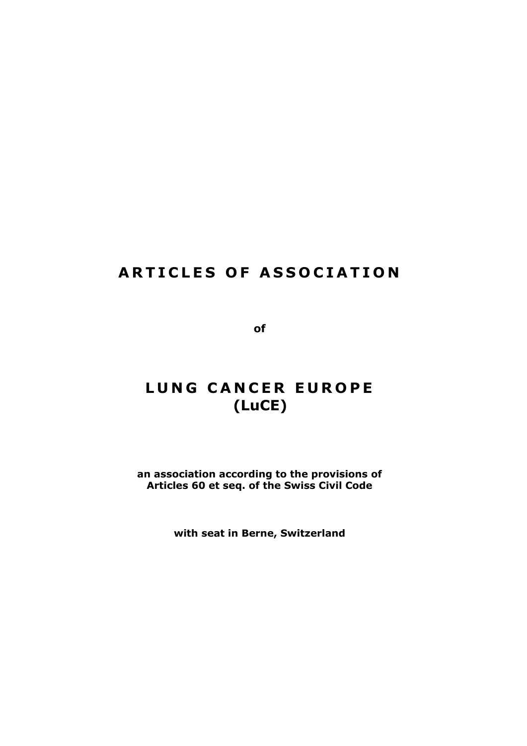# ARTICLES OF ASSOCIATION

**of**

# LUNG CANCER EUROPE (LuCE)

**an association according to the provisions of Articles 60 et seq. of the Swiss Civil Code**

**with seat in Berne, Switzerland**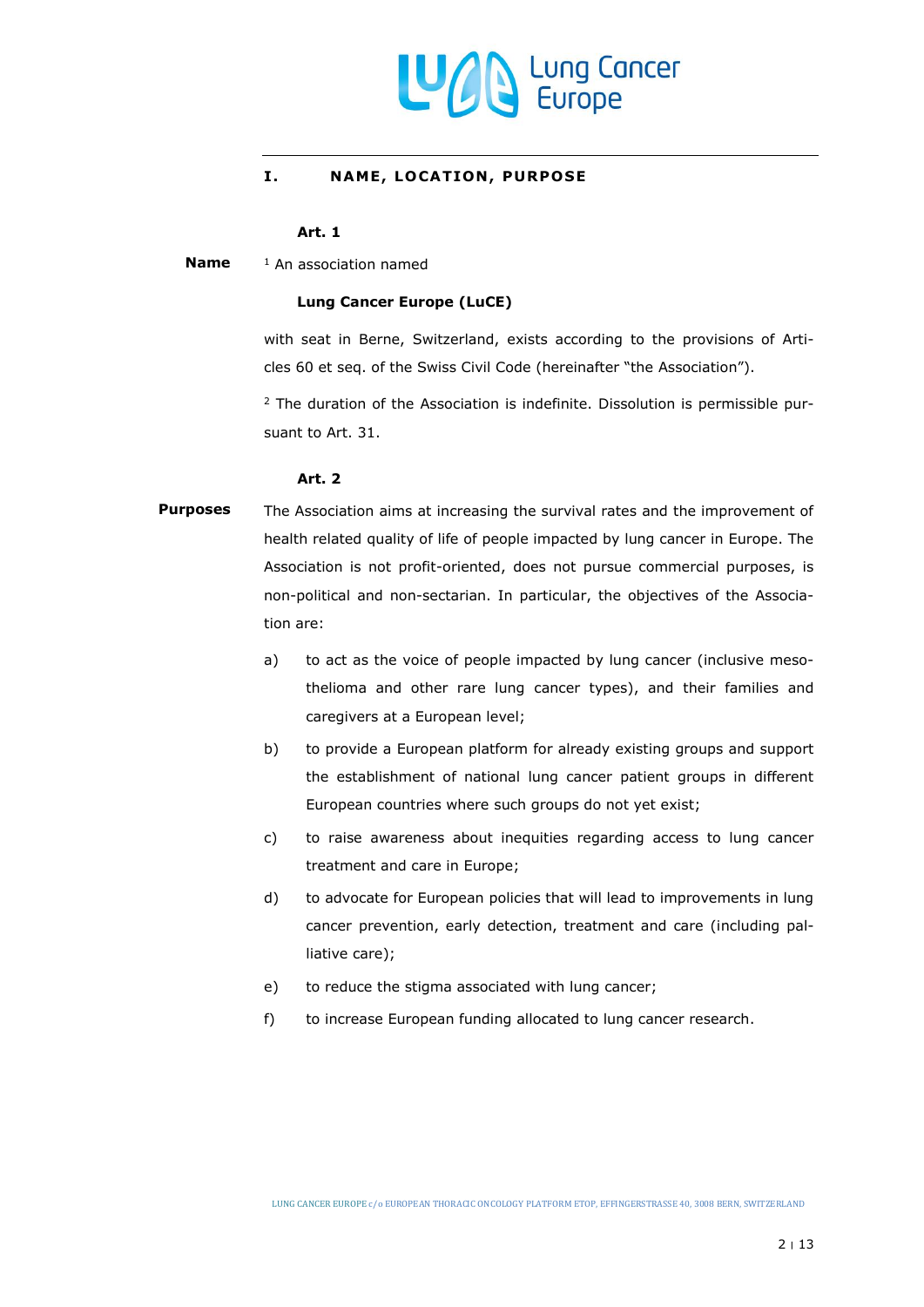## I. NAME, LOCATION, PURPOSE

### Art. 1

**Name**

[1] An association named

**Lung Cancer Europe (LuCE)**

with seat in Berne, Switzerland, exists according to the provisions of Articles 60 et seq. of the Swiss Civil Code (hereinafter "the Association").

[2] The duration of the Association is indefinite. Dissolution is permissible pursuant to Art. 31.

### Art. 2

**Purposes**

The Association aims at increasing the survival rates and the improvement of health related quality of life of people impacted by lung cancer in Europe. The Association is not profit-oriented, does not pursue commercial purposes, is non-political and non-sectarian. In particular, the objectives of the Association are:

a) to act as the voice of people impacted by lung cancer (inclusive mesothelioma and other rare lung cancer types), and their families and caregivers at a European level;

b) to provide a European platform for already existing groups and support the establishment of national lung cancer patient groups in different European countries where such groups do not yet exist;

c) to raise awareness about inequities regarding access to lung cancer treatment and care in Europe;

d) to advocate for European policies that will lead to improvements in lung cancer prevention, early detection, treatment and care (including palliative care);

e) to reduce the stigma associated with lung cancer;

f) to increase European funding allocated to lung cancer research.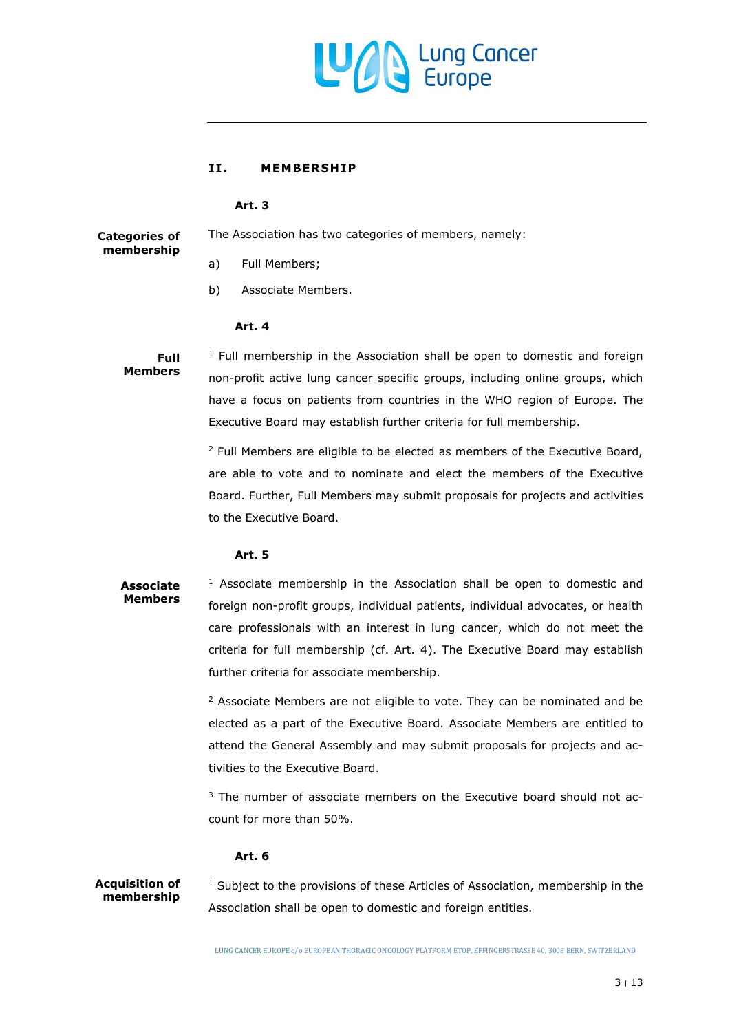## II. MEMBERSHIP

### Art. 3

**Categories of membership**

The Association has two categories of members, namely:

a) Full Members;

b) Associate Members.

### Art. 4

**Full Members**

[1] Full membership in the Association shall be open to domestic and foreign non-profit active lung cancer specific groups, including online groups, which have a focus on patients from countries in the WHO region of Europe. The Executive Board may establish further criteria for full membership.

[2] Full Members are eligible to be elected as members of the Executive Board, are able to vote and to nominate and elect the members of the Executive Board. Further, Full Members may submit proposals for projects and activities to the Executive Board.

### Art. 5

**Associate Members**

[1] Associate membership in the Association shall be open to domestic and foreign non-profit groups, individual patients, individual advocates, or health care professionals with an interest in lung cancer, which do not meet the criteria for full membership (cf. Art. 4). The Executive Board may establish further criteria for associate membership.

[2] Associate Members are not eligible to vote. They can be nominated and be elected as a part of the Executive Board. Associate Members are entitled to attend the General Assembly and may submit proposals for projects and activities to the Executive Board.

[3] The number of associate members on the Executive board should not account for more than 50%.

### Art. 6

**Acquisition of membership**

[1] Subject to the provisions of these Articles of Association, membership in the Association shall be open to domestic and foreign entities.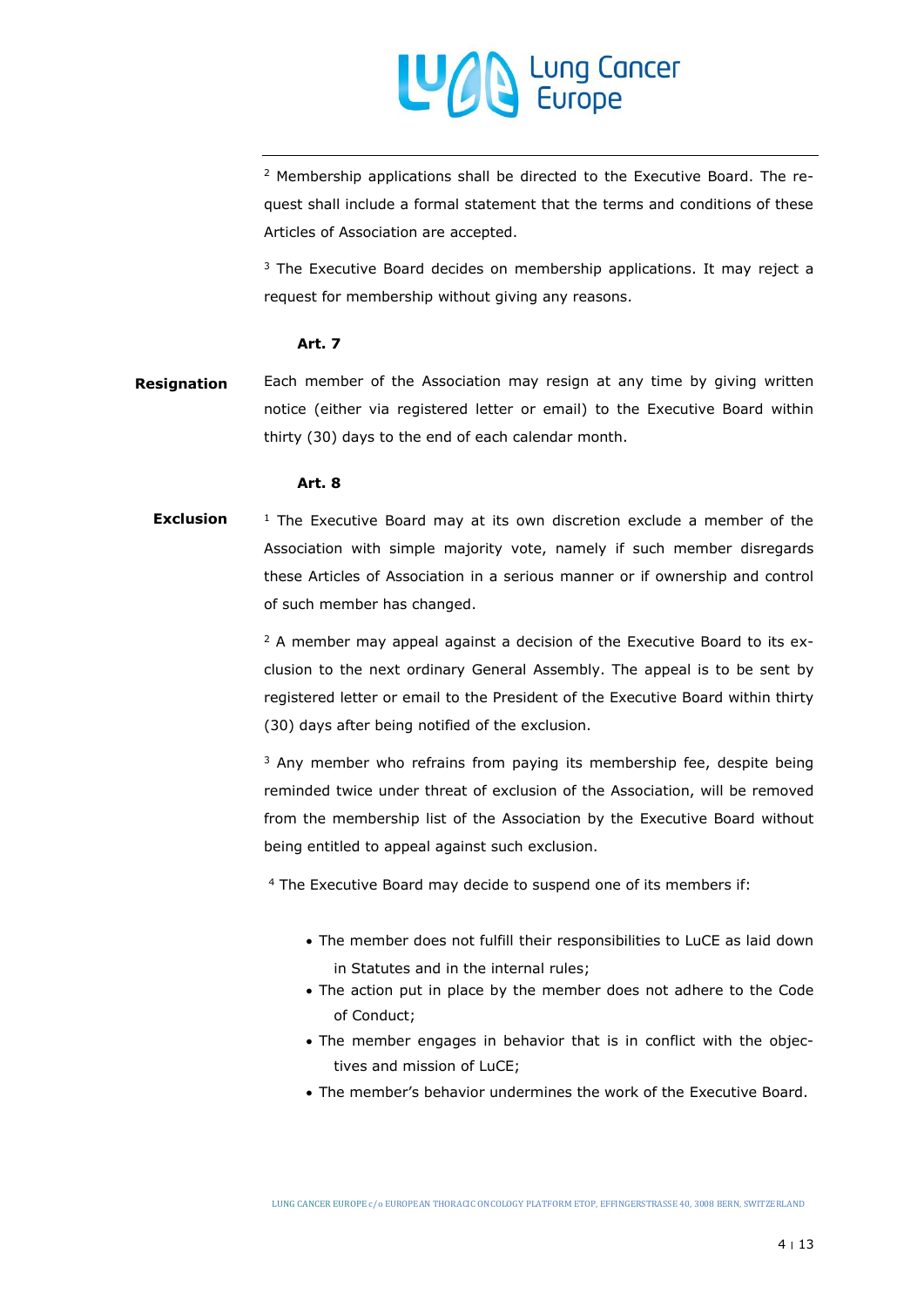[2] Membership applications shall be directed to the Executive Board. The request shall include a formal statement that the terms and conditions of these Articles of Association are accepted.

[3] The Executive Board decides on membership applications. It may reject a request for membership without giving any reasons.

### Art. 7

**Resignation**

Each member of the Association may resign at any time by giving written notice (either via registered letter or email) to the Executive Board within thirty (30) days to the end of each calendar month.

### Art. 8

**Exclusion**

[1] The Executive Board may at its own discretion exclude a member of the Association with simple majority vote, namely if such member disregards these Articles of Association in a serious manner or if ownership and control of such member has changed.

[2] A member may appeal against a decision of the Executive Board to its exclusion to the next ordinary General Assembly. The appeal is to be sent by registered letter or email to the President of the Executive Board within thirty (30) days after being notified of the exclusion.

[3] Any member who refrains from paying its membership fee, despite being reminded twice under threat of exclusion of the Association, will be removed from the membership list of the Association by the Executive Board without being entitled to appeal against such exclusion.

[4] The Executive Board may decide to suspend one of its members if:

- The member does not fulfill their responsibilities to LuCE as laid down in Statutes and in the internal rules;
- The action put in place by the member does not adhere to the Code of Conduct;
- The member engages in behavior that is in conflict with the objectives and mission of LuCE;
- The member's behavior undermines the work of the Executive Board.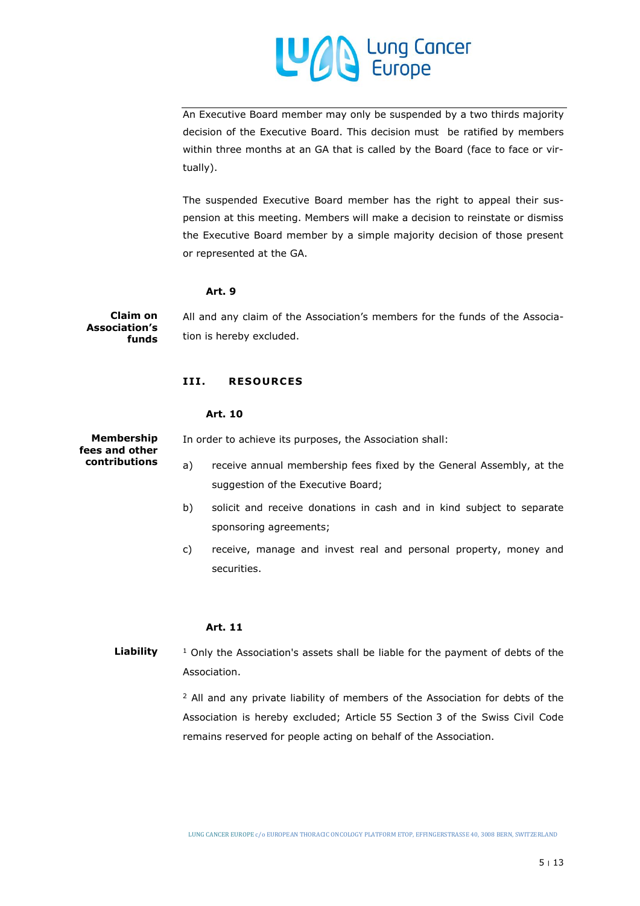An Executive Board member may only be suspended by a two thirds majority decision of the Executive Board. This decision must be ratified by members within three months at an GA that is called by the Board (face to face or virtually).

The suspended Executive Board member has the right to appeal their suspension at this meeting. Members will make a decision to reinstate or dismiss the Executive Board member by a simple majority decision of those present or represented at the GA.

**Art. 9**

**Claim on Association's funds**

All and any claim of the Association's members for the funds of the Association is hereby excluded.

## III. RESOURCES

**Art. 10**

**Membership fees and other contributions**

In order to achieve its purposes, the Association shall:

a) receive annual membership fees fixed by the General Assembly, at the suggestion of the Executive Board;

b) solicit and receive donations in cash and in kind subject to separate sponsoring agreements;

c) receive, manage and invest real and personal property, money and securities.

**Art. 11**

**Liability**

[1] Only the Association's assets shall be liable for the payment of debts of the Association.

[2] All and any private liability of members of the Association for debts of the Association is hereby excluded; Article 55 Section 3 of the Swiss Civil Code remains reserved for people acting on behalf of the Association.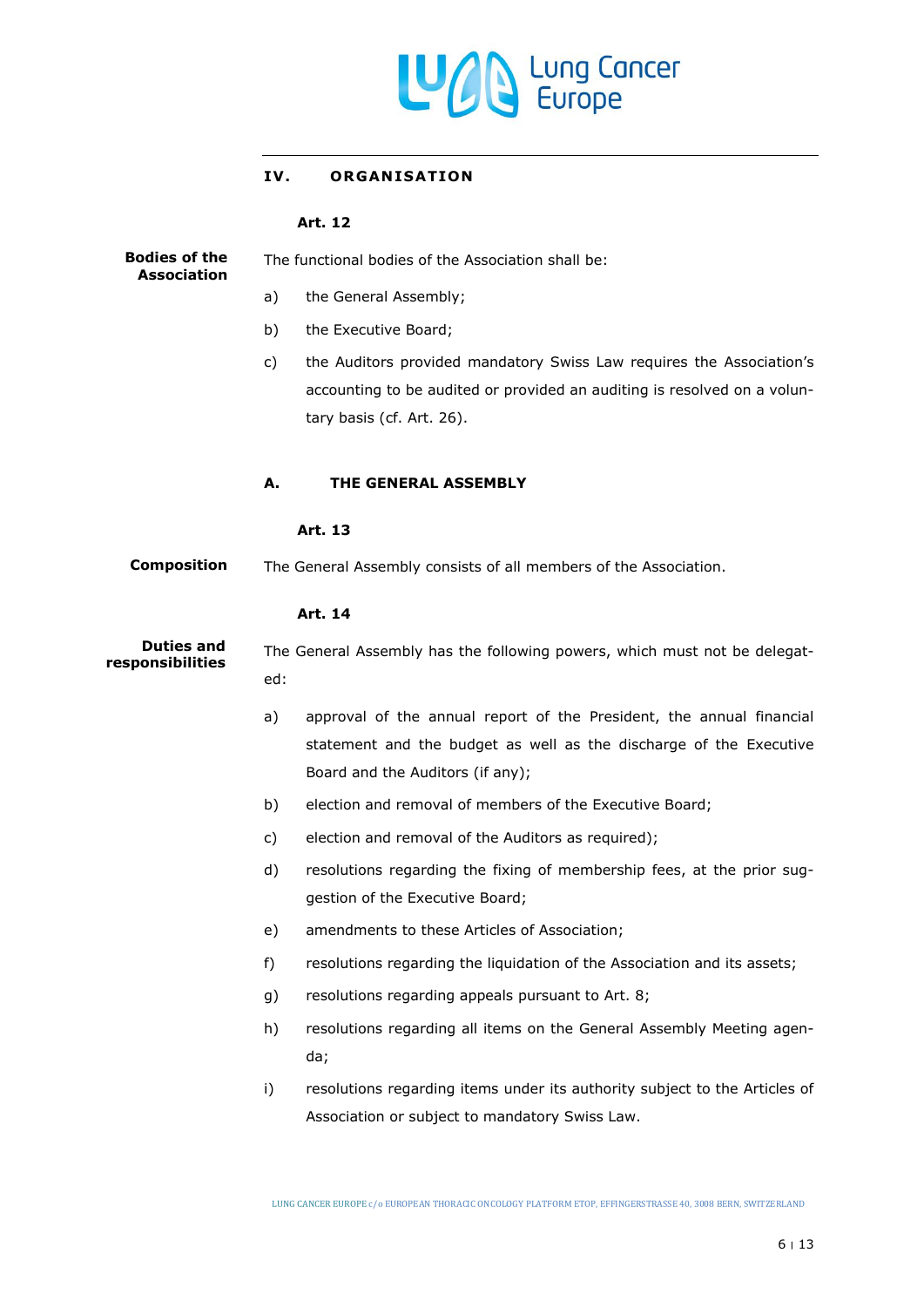## IV. ORGANISATION

### Art. 12

**Bodies of the Association**

The functional bodies of the Association shall be:

a) the General Assembly;

b) the Executive Board;

c) the Auditors provided mandatory Swiss Law requires the Association's accounting to be audited or provided an auditing is resolved on a voluntary basis (cf. Art. 26).

## A. THE GENERAL ASSEMBLY

### Art. 13

**Composition**

The General Assembly consists of all members of the Association.

### Art. 14

**Duties and responsibilities**

The General Assembly has the following powers, which must not be delegated:

a) approval of the annual report of the President, the annual financial statement and the budget as well as the discharge of the Executive Board and the Auditors (if any);

b) election and removal of members of the Executive Board;

c) election and removal of the Auditors as required);

d) resolutions regarding the fixing of membership fees, at the prior suggestion of the Executive Board;

e) amendments to these Articles of Association;

f) resolutions regarding the liquidation of the Association and its assets;

g) resolutions regarding appeals pursuant to Art. 8;

h) resolutions regarding all items on the General Assembly Meeting agenda;

i) resolutions regarding items under its authority subject to the Articles of Association or subject to mandatory Swiss Law.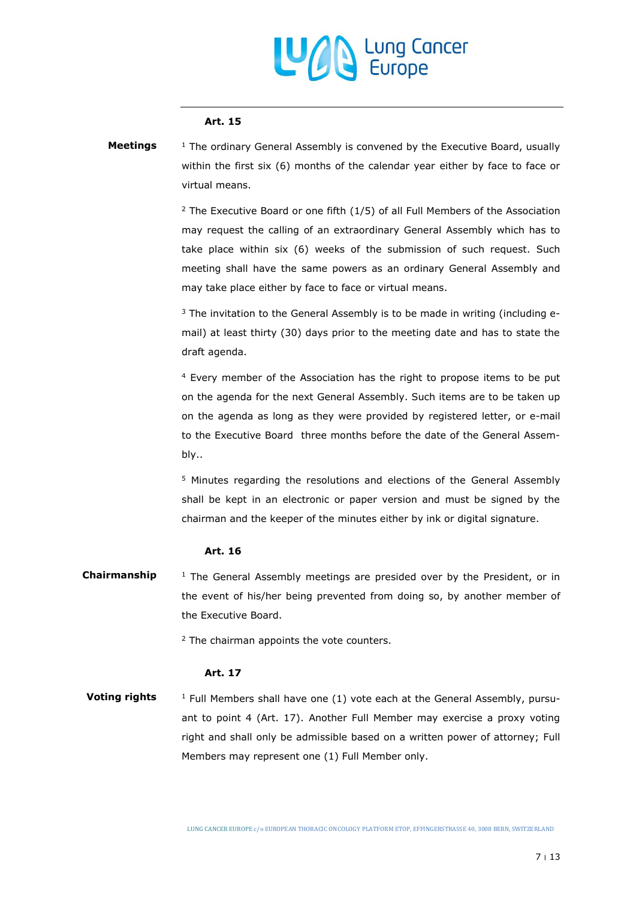**Art. 15**

**Meetings**

[1] The ordinary General Assembly is convened by the Executive Board, usually within the first six (6) months of the calendar year either by face to face or virtual means.

[2] The Executive Board or one fifth (1/5) of all Full Members of the Association may request the calling of an extraordinary General Assembly which has to take place within six (6) weeks of the submission of such request. Such meeting shall have the same powers as an ordinary General Assembly and may take place either by face to face or virtual means.

[3] The invitation to the General Assembly is to be made in writing (including e-mail) at least thirty (30) days prior to the meeting date and has to state the draft agenda.

[4] Every member of the Association has the right to propose items to be put on the agenda for the next General Assembly. Such items are to be taken up on the agenda as long as they were provided by registered letter, or e-mail to the Executive Board three months before the date of the General Assembly..

[5] Minutes regarding the resolutions and elections of the General Assembly shall be kept in an electronic or paper version and must be signed by the chairman and the keeper of the minutes either by ink or digital signature.

**Art. 16**

**Chairmanship**

[1] The General Assembly meetings are presided over by the President, or in the event of his/her being prevented from doing so, by another member of the Executive Board.

[2] The chairman appoints the vote counters.

**Art. 17**

**Voting rights**

[1] Full Members shall have one (1) vote each at the General Assembly, pursuant to point 4 (Art. 17). Another Full Member may exercise a proxy voting right and shall only be admissible based on a written power of attorney; Full Members may represent one (1) Full Member only.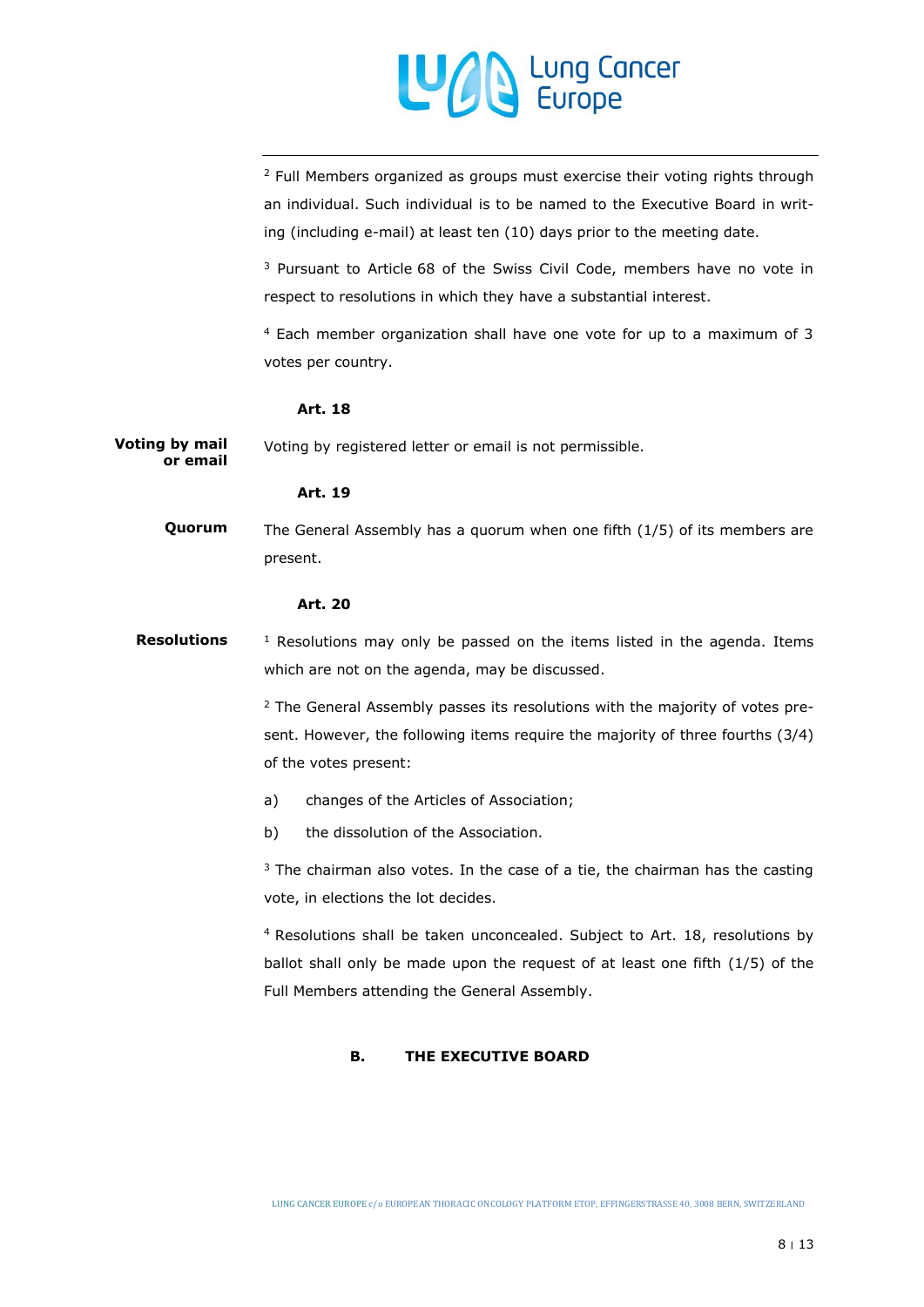[2] Full Members organized as groups must exercise their voting rights through an individual. Such individual is to be named to the Executive Board in writing (including e-mail) at least ten (10) days prior to the meeting date.

[3] Pursuant to Article 68 of the Swiss Civil Code, members have no vote in respect to resolutions in which they have a substantial interest.

[4] Each member organization shall have one vote for up to a maximum of 3 votes per country.

**Art. 18**

**Voting by mail or email**

Voting by registered letter or email is not permissible.

**Art. 19**

**Quorum**

The General Assembly has a quorum when one fifth (1/5) of its members are present.

**Art. 20**

**Resolutions**

[1] Resolutions may only be passed on the items listed in the agenda. Items which are not on the agenda, may be discussed.

[2] The General Assembly passes its resolutions with the majority of votes present. However, the following items require the majority of three fourths (3/4) of the votes present:

a) changes of the Articles of Association;

b) the dissolution of the Association.

[3] The chairman also votes. In the case of a tie, the chairman has the casting vote, in elections the lot decides.

[4] Resolutions shall be taken unconcealed. Subject to Art. 18, resolutions by ballot shall only be made upon the request of at least one fifth (1/5) of the Full Members attending the General Assembly.

## B. THE EXECUTIVE BOARD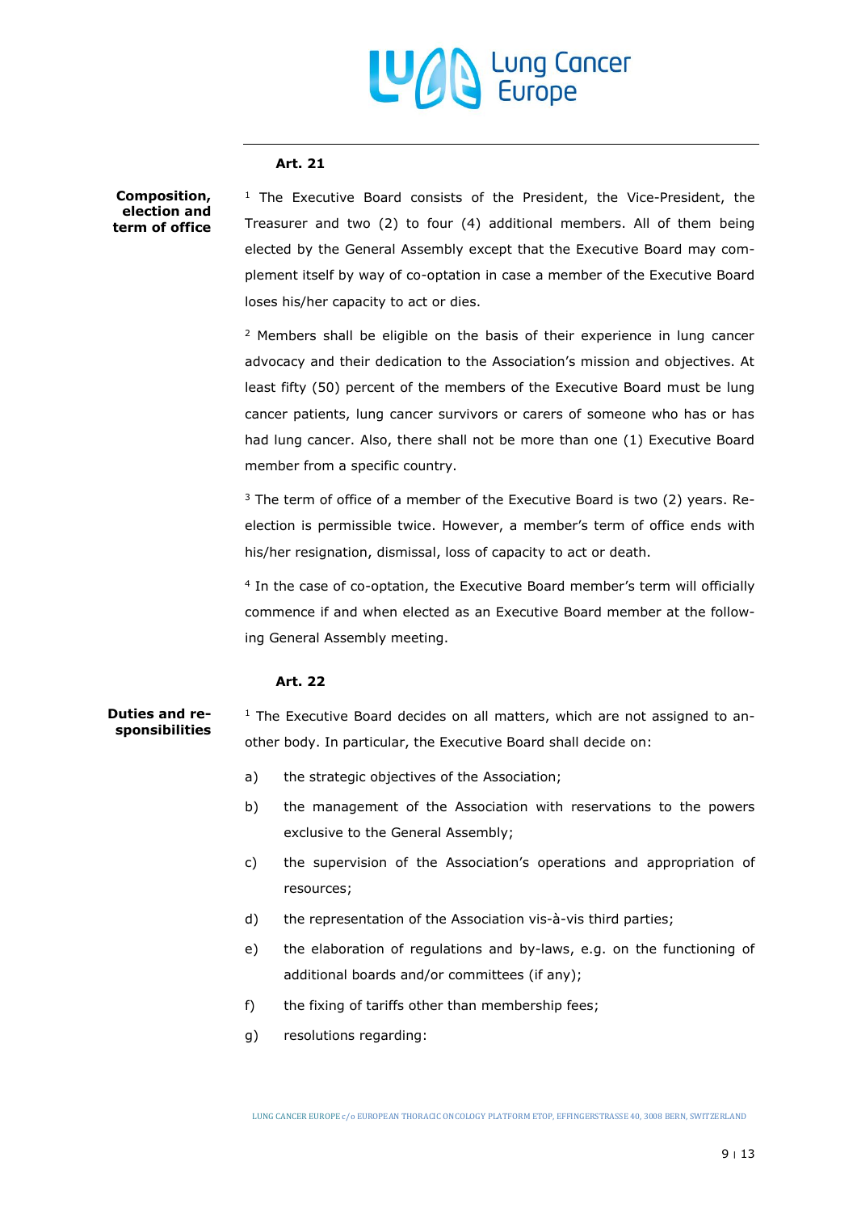### Art. 21

**Composition, election and term of office**

[1] The Executive Board consists of the President, the Vice-President, the Treasurer and two (2) to four (4) additional members. All of them being elected by the General Assembly except that the Executive Board may complement itself by way of co-optation in case a member of the Executive Board loses his/her capacity to act or dies.

[2] Members shall be eligible on the basis of their experience in lung cancer advocacy and their dedication to the Association's mission and objectives. At least fifty (50) percent of the members of the Executive Board must be lung cancer patients, lung cancer survivors or carers of someone who has or has had lung cancer. Also, there shall not be more than one (1) Executive Board member from a specific country.

[3] The term of office of a member of the Executive Board is two (2) years. Re-election is permissible twice. However, a member's term of office ends with his/her resignation, dismissal, loss of capacity to act or death.

[4] In the case of co-optation, the Executive Board member's term will officially commence if and when elected as an Executive Board member at the following General Assembly meeting.

### Art. 22

**Duties and responsibilities**

[1] The Executive Board decides on all matters, which are not assigned to another body. In particular, the Executive Board shall decide on:

a) the strategic objectives of the Association;

b) the management of the Association with reservations to the powers exclusive to the General Assembly;

c) the supervision of the Association's operations and appropriation of resources;

d) the representation of the Association vis-à-vis third parties;

e) the elaboration of regulations and by-laws, e.g. on the functioning of additional boards and/or committees (if any);

f) the fixing of tariffs other than membership fees;

g) resolutions regarding: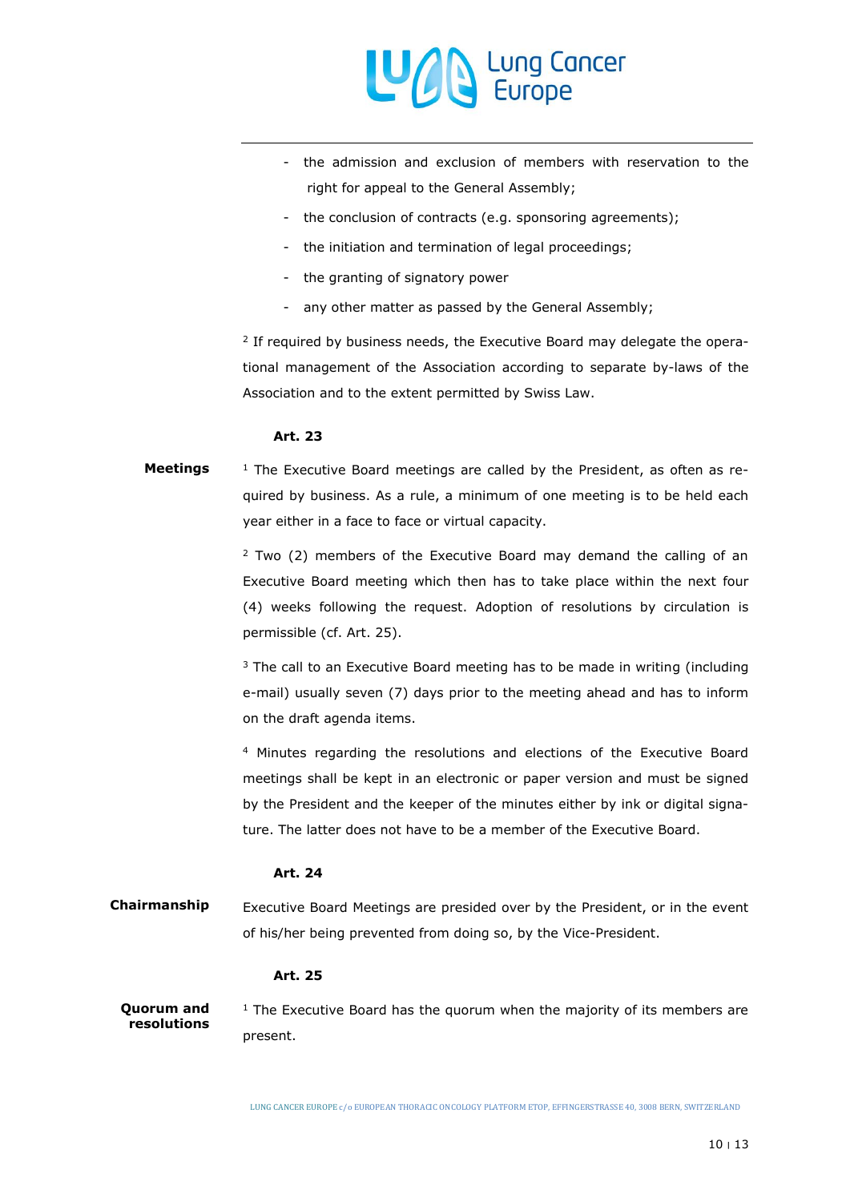- the admission and exclusion of members with reservation to the right for appeal to the General Assembly;
- the conclusion of contracts (e.g. sponsoring agreements);
- the initiation and termination of legal proceedings;
- the granting of signatory power
- any other matter as passed by the General Assembly;

[2] If required by business needs, the Executive Board may delegate the operational management of the Association according to separate by-laws of the Association and to the extent permitted by Swiss Law.

### Art. 23

**Meetings**

[1] The Executive Board meetings are called by the President, as often as required by business. As a rule, a minimum of one meeting is to be held each year either in a face to face or virtual capacity.

[2] Two (2) members of the Executive Board may demand the calling of an Executive Board meeting which then has to take place within the next four (4) weeks following the request. Adoption of resolutions by circulation is permissible (cf. Art. 25).

[3] The call to an Executive Board meeting has to be made in writing (including e-mail) usually seven (7) days prior to the meeting ahead and has to inform on the draft agenda items.

[4] Minutes regarding the resolutions and elections of the Executive Board meetings shall be kept in an electronic or paper version and must be signed by the President and the keeper of the minutes either by ink or digital signature. The latter does not have to be a member of the Executive Board.

### Art. 24

**Chairmanship**

Executive Board Meetings are presided over by the President, or in the event of his/her being prevented from doing so, by the Vice-President.

### Art. 25

**Quorum and resolutions**

[1] The Executive Board has the quorum when the majority of its members are present.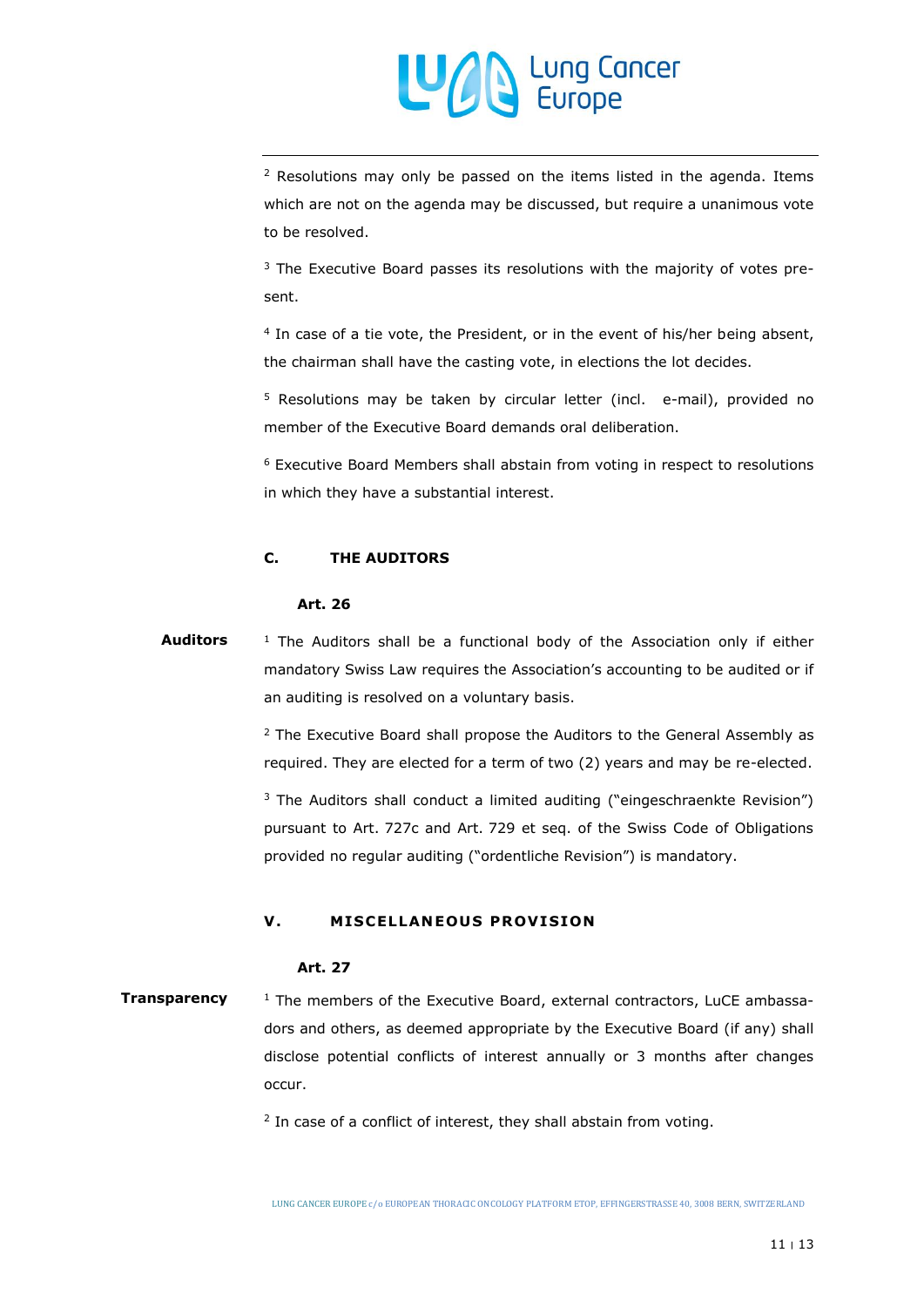[2] Resolutions may only be passed on the items listed in the agenda. Items which are not on the agenda may be discussed, but require a unanimous vote to be resolved.

[3] The Executive Board passes its resolutions with the majority of votes present.

[4] In case of a tie vote, the President, or in the event of his/her being absent, the chairman shall have the casting vote, in elections the lot decides.

[5] Resolutions may be taken by circular letter (incl. e-mail), provided no member of the Executive Board demands oral deliberation.

[6] Executive Board Members shall abstain from voting in respect to resolutions in which they have a substantial interest.

### C. THE AUDITORS

#### Art. 26

**Auditors**

[1] The Auditors shall be a functional body of the Association only if either mandatory Swiss Law requires the Association's accounting to be audited or if an auditing is resolved on a voluntary basis.

[2] The Executive Board shall propose the Auditors to the General Assembly as required. They are elected for a term of two (2) years and may be re-elected.

[3] The Auditors shall conduct a limited auditing ("eingeschraenkte Revision") pursuant to Art. 727c and Art. 729 et seq. of the Swiss Code of Obligations provided no regular auditing ("ordentliche Revision") is mandatory.

## V. MISCELLANEOUS PROVISION

#### Art. 27

**Transparency**

[1] The members of the Executive Board, external contractors, LuCE ambassadors and others, as deemed appropriate by the Executive Board (if any) shall disclose potential conflicts of interest annually or 3 months after changes occur.

[2] In case of a conflict of interest, they shall abstain from voting.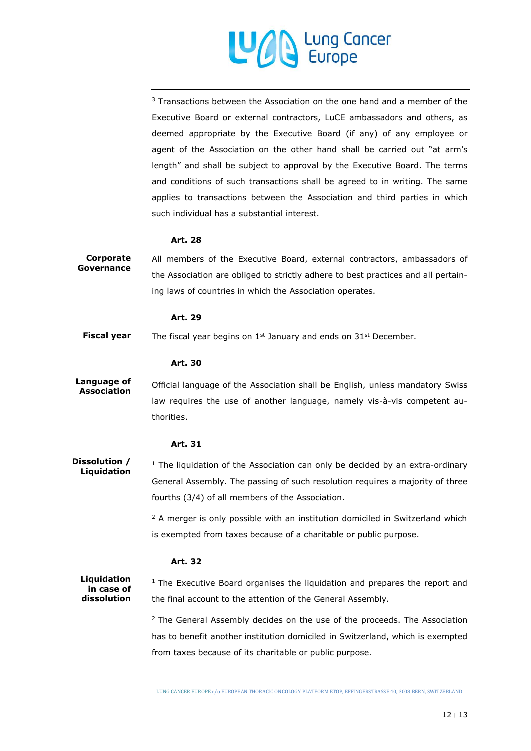[3] Transactions between the Association on the one hand and a member of the Executive Board or external contractors, LuCE ambassadors and others, as deemed appropriate by the Executive Board (if any) of any employee or agent of the Association on the other hand shall be carried out "at arm's length" and shall be subject to approval by the Executive Board. The terms and conditions of such transactions shall be agreed to in writing. The same applies to transactions between the Association and third parties in which such individual has a substantial interest.

### Art. 28

**Corporate Governance**

All members of the Executive Board, external contractors, ambassadors of the Association are obliged to strictly adhere to best practices and all pertaining laws of countries in which the Association operates.

### Art. 29

**Fiscal year**

The fiscal year begins on 1st January and ends on 31st December.

### Art. 30

**Language of Association**

Official language of the Association shall be English, unless mandatory Swiss law requires the use of another language, namely vis-à-vis competent authorities.

### Art. 31

**Dissolution / Liquidation**

[1] The liquidation of the Association can only be decided by an extra-ordinary General Assembly. The passing of such resolution requires a majority of three fourths (3/4) of all members of the Association.

[2] A merger is only possible with an institution domiciled in Switzerland which is exempted from taxes because of a charitable or public purpose.

### Art. 32

**Liquidation in case of dissolution**

[1] The Executive Board organises the liquidation and prepares the report and the final account to the attention of the General Assembly.

[2] The General Assembly decides on the use of the proceeds. The Association has to benefit another institution domiciled in Switzerland, which is exempted from taxes because of its charitable or public purpose.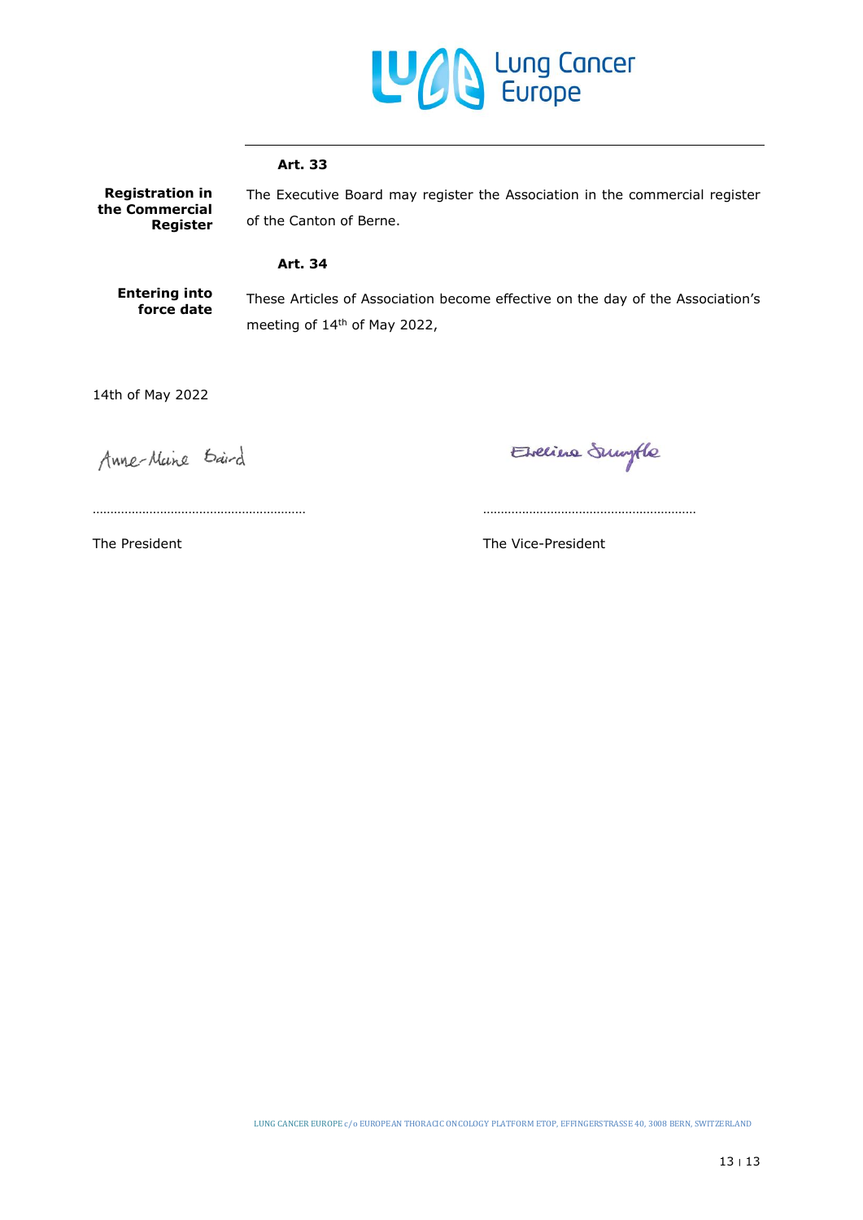### Art. 33

**Registration in the Commercial Register**

The Executive Board may register the Association in the commercial register of the Canton of Berne.

### Art. 34

**Entering into force date**

These Articles of Association become effective on the day of the Association's meeting of 14th of May 2022,

14th of May 2022

Anne-Marie Baird

…………………………………………………

The President

Eveline Sumfle

…………………………………………………

The Vice-President

LUNG CANCER EUROPE c/o EUROPEAN THORACIC ONCOLOGY PLATFORM ETOP, EFFINGERSTRASSE 40, 3008 BERN, SWITZERLAND